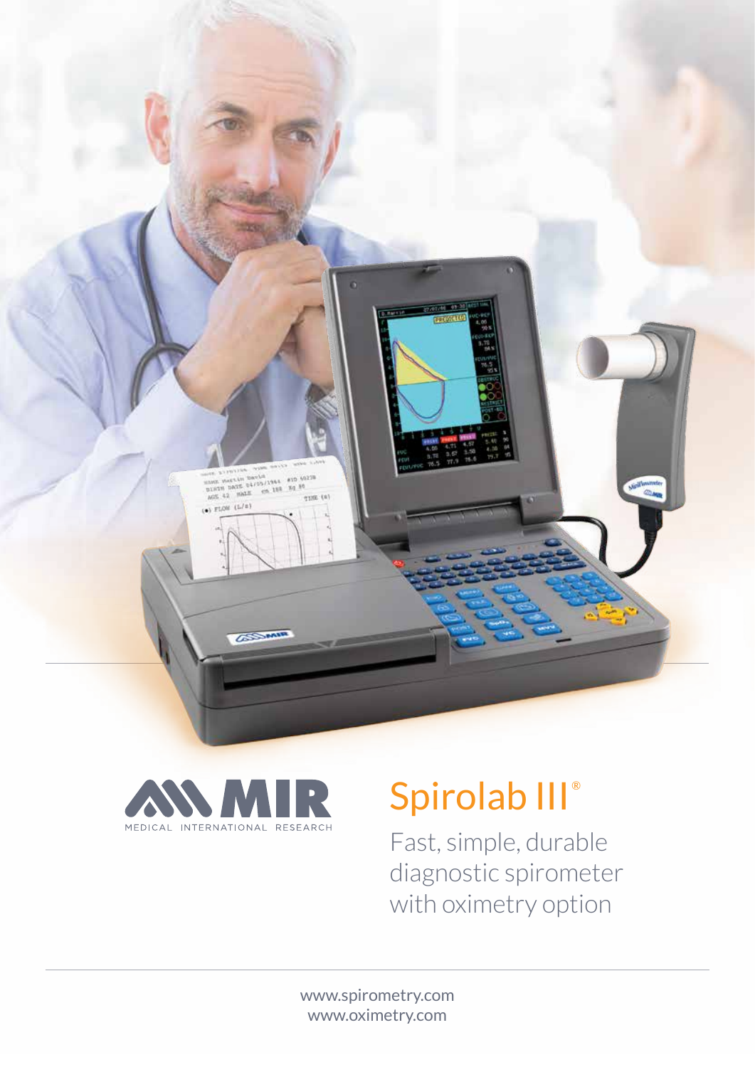MIR
MEDICAL INTERNATIONAL RESEARCH

# Spirolab III®

Fast, simple, durable diagnostic spirometer with oximetry option

www.spirometry.com
www.oximetry.com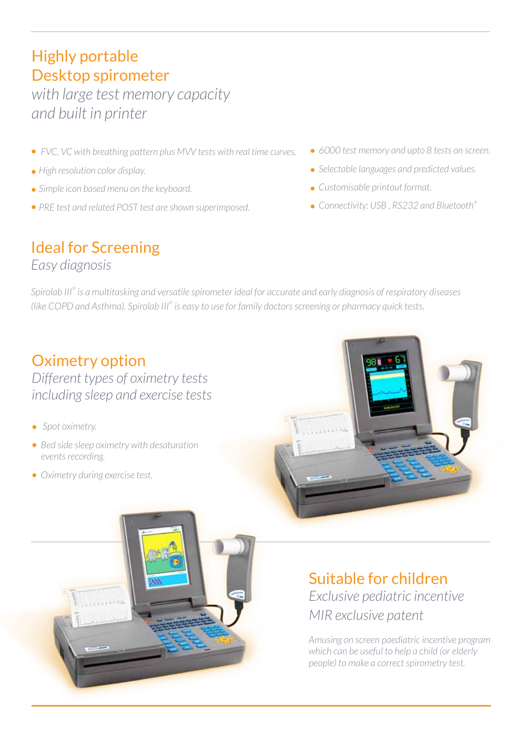## Highly portable Desktop spirometer

*with large test memory capacity and built in printer*

- *FVC, VC with breathing pattern plus MVV tests with real time curves.*
- *High resolution color display.*
- *Simple icon based menu on the keyboard.*
- *PRE test and related POST test are shown superimposed.*
- *6000 test memory and upto 8 tests on screen.*
- *Selectable languages and predicted values.*
- *Customisable printout format.*
- *Connectivity: USB , RS232 and Bluetooth®*

## Ideal for Screening

*Easy diagnosis*

*Spirolab III® is a multitasking and versatile spirometer ideal for accurate and early diagnosis of respiratory diseases (like COPD and Asthma). Spirolab III® is easy to use for family doctors screening or pharmacy quick tests.*

## Oximetry option

*Different types of oximetry tests including sleep and exercise tests*

- *Spot oximetry.*
- *Bed side sleep oximetry with desaturation events recording.*
- *Oximetry during exercise test.*

## Suitable for children

*Exclusive pediatric incentive MIR exclusive patent*

*Amusing on screen paediatric incentive program which can be useful to help a child (or elderly people) to make a correct spirometry test.*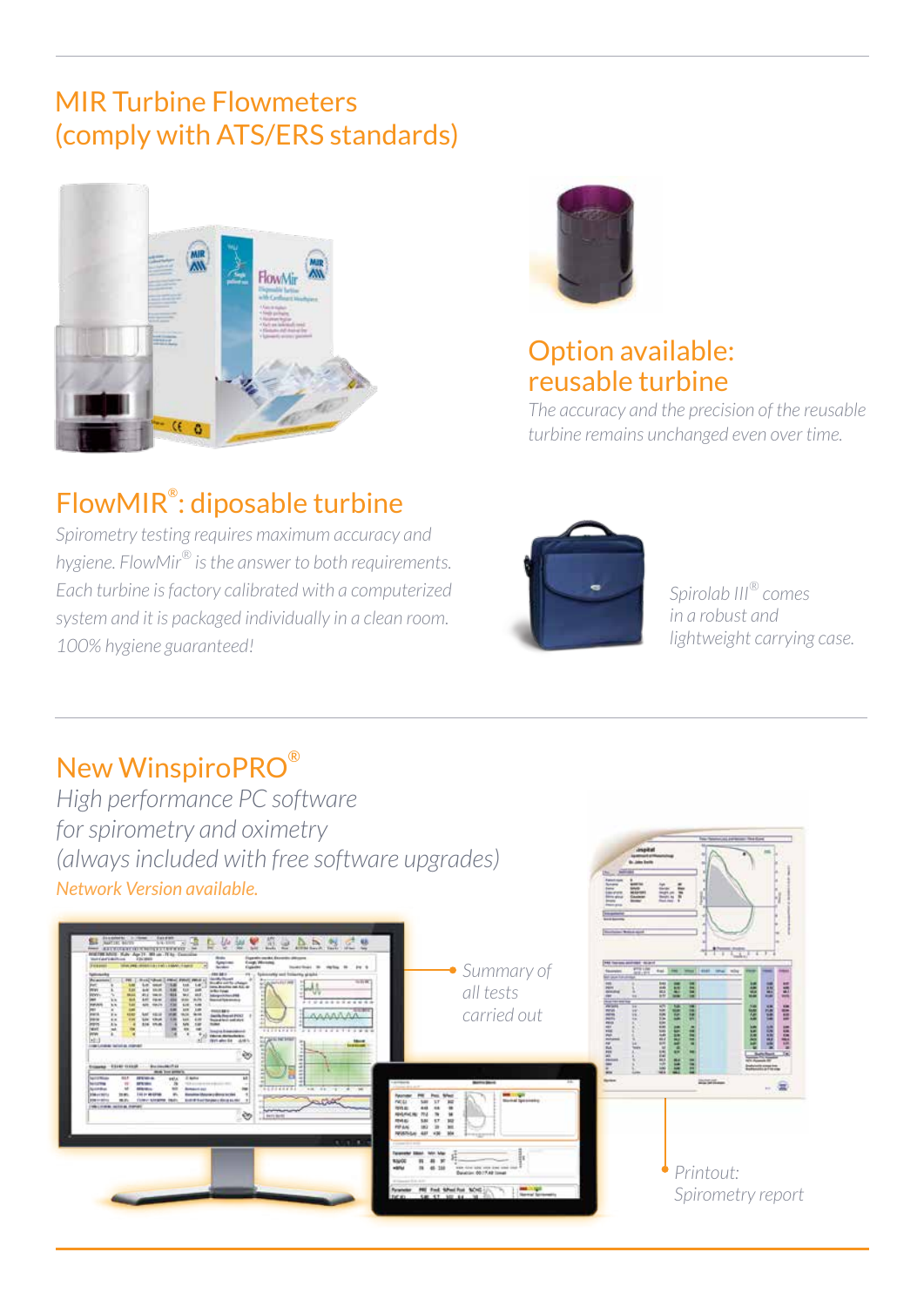## MIR Turbine Flowmeters (comply with ATS/ERS standards)

## Option available: reusable turbine

*The accuracy and the precision of the reusable turbine remains unchanged even over time.*

## FlowMIR®: diposable turbine

*Spirometry testing requires maximum accuracy and hygiene. FlowMir® is the answer to both requirements. Each turbine is factory calibrated with a computerized system and it is packaged individually in a clean room. 100% hygiene guaranteed!*

*Spirolab III® comes in a robust and lightweight carrying case.*

## New WinspiroPRO®

*High performance PC software for spirometry and oximetry (always included with free software upgrades)*

*Network Version available.*

*Summary of all tests carried out*

*Printout: Spirometry report*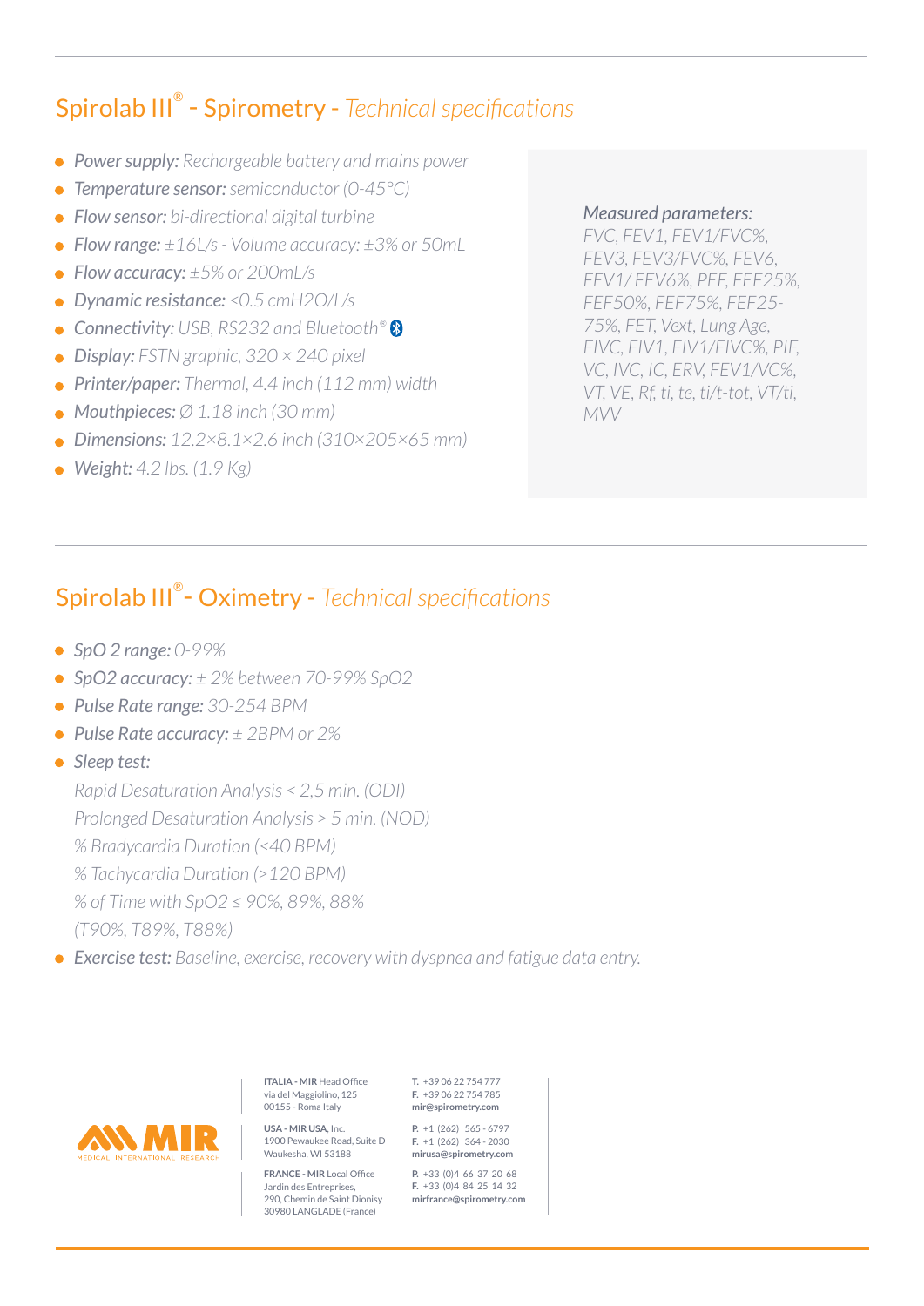## Spirolab III® - Spirometry - *Technical specifications*

- ***Power supply:*** *Rechargeable battery and mains power*
- ***Temperature sensor:*** *semiconductor (0-45°C)*
- ***Flow sensor:*** *bi-directional digital turbine*
- ***Flow range:*** *±16L/s - Volume accuracy: ±3% or 50mL*
- ***Flow accuracy:*** *±5% or 200mL/s*
- ***Dynamic resistance:*** *<0.5 cmH2O/L/s*
- ***Connectivity:*** *USB, RS232 and Bluetooth®*
- ***Display:*** *FSTN graphic, 320 × 240 pixel*
- ***Printer/paper:*** *Thermal, 4.4 inch (112 mm) width*
- ***Mouthpieces:*** *Ø 1.18 inch (30 mm)*
- ***Dimensions:*** *12.2×8.1×2.6 inch (310×205×65 mm)*
- ***Weight:*** *4.2 lbs. (1.9 Kg)*

***Measured parameters:***
*FVC, FEV1, FEV1/FVC%, FEV3, FEV3/FVC%, FEV6, FEV1/ FEV6%, PEF, FEF25%, FEF50%, FEF75%, FEF25-75%, FET, Vext, Lung Age, FIVC, FIV1, FIV1/FIVC%, PIF, VC, IVC, IC, ERV, FEV1/VC%, VT, VE, Rf, ti, te, ti/t-tot, VT/ti, MVV*

## Spirolab III®- Oximetry - *Technical specifications*

- ***SpO 2 range:*** *0-99%*
- ***SpO2 accuracy:*** *± 2% between 70-99% SpO2*
- ***Pulse Rate range:*** *30-254 BPM*
- ***Pulse Rate accuracy:*** *± 2BPM or 2%*
- ***Sleep test:***
  *Rapid Desaturation Analysis < 2,5 min. (ODI)*
  *Prolonged Desaturation Analysis > 5 min. (NOD)*
  *% Bradycardia Duration (<40 BPM)*
  *% Tachycardia Duration (>120 BPM)*
  *% of Time with SpO2 ≤ 90%, 89%, 88%*
  *(T90%, T89%, T88%)*
- ***Exercise test:*** *Baseline, exercise, recovery with dyspnea and fatigue data entry.*

MIR MEDICAL INTERNATIONAL RESEARCH

**ITALIA - MIR** Head Office
via del Maggiolino, 125
00155 - Roma Italy

**T.** +39 06 22 754 777
**F.** +39 06 22 754 785
**mir@spirometry.com**

**USA - MIR USA**, Inc.
1900 Pewaukee Road, Suite D
Waukesha, WI 53188

**P.** +1 (262) 565 - 6797
**F.** +1 (262) 364 - 2030
**mirusa@spirometry.com**

**FRANCE - MIR** Local Office
Jardin des Entreprises,
290, Chemin de Saint Dionisy
30980 LANGLADE (France)

**P.** +33 (0)4 66 37 20 68
**F.** +33 (0)4 84 25 14 32
**mirfrance@spirometry.com**